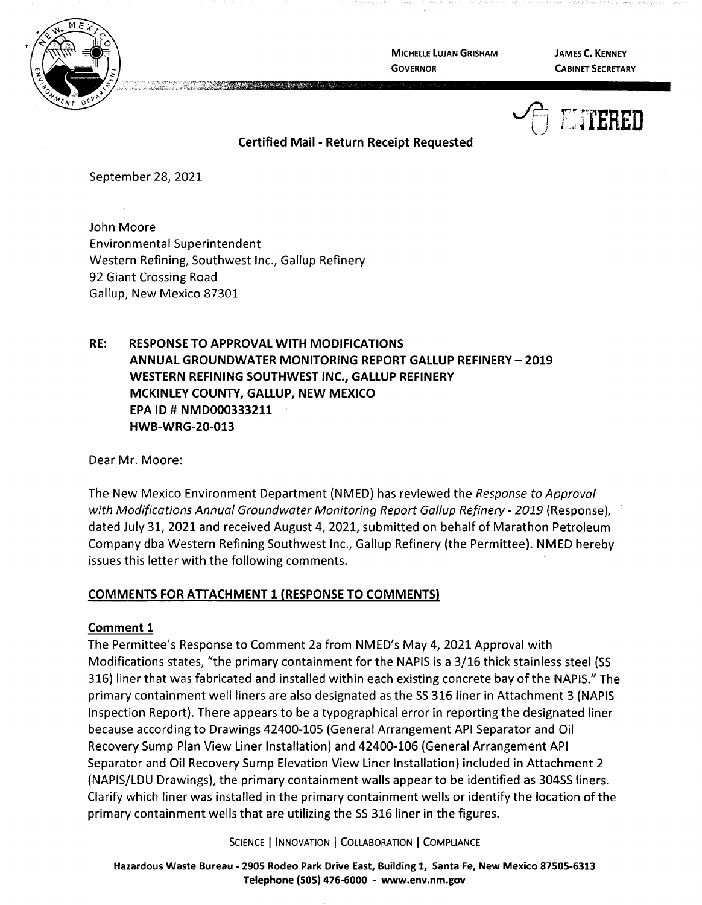MICHELLE LUJAN GRISHAM
GOVERNOR

JAMES C. KENNEY
CABINET SECRETARY

ENTERED

**Certified Mail - Return Receipt Requested**

September 28, 2021

John Moore
Environmental Superintendent
Western Refining, Southwest Inc., Gallup Refinery
92 Giant Crossing Road
Gallup, New Mexico 87301

**RE: RESPONSE TO APPROVAL WITH MODIFICATIONS
ANNUAL GROUNDWATER MONITORING REPORT GALLUP REFINERY – 2019
WESTERN REFINING SOUTHWEST INC., GALLUP REFINERY
MCKINLEY COUNTY, GALLUP, NEW MEXICO
EPA ID # NMD000333211
HWB-WRG-20-013**

Dear Mr. Moore:

The New Mexico Environment Department (NMED) has reviewed the *Response to Approval with Modifications Annual Groundwater Monitoring Report Gallup Refinery - 2019* (Response), dated July 31, 2021 and received August 4, 2021, submitted on behalf of Marathon Petroleum Company dba Western Refining Southwest Inc., Gallup Refinery (the Permittee). NMED hereby issues this letter with the following comments.

## COMMENTS FOR ATTACHMENT 1 (RESPONSE TO COMMENTS)

### Comment 1

The Permittee's Response to Comment 2a from NMED's May 4, 2021 Approval with Modifications states, "the primary containment for the NAPIS is a 3/16 thick stainless steel (SS 316) liner that was fabricated and installed within each existing concrete bay of the NAPIS." The primary containment well liners are also designated as the SS 316 liner in Attachment 3 (NAPIS Inspection Report). There appears to be a typographical error in reporting the designated liner because according to Drawings 42400-105 (General Arrangement API Separator and Oil Recovery Sump Plan View Liner Installation) and 42400-106 (General Arrangement API Separator and Oil Recovery Sump Elevation View Liner Installation) included in Attachment 2 (NAPIS/LDU Drawings), the primary containment walls appear to be identified as 304SS liners. Clarify which liner was installed in the primary containment wells or identify the location of the primary containment wells that are utilizing the SS 316 liner in the figures.

SCIENCE | INNOVATION | COLLABORATION | COMPLIANCE

Hazardous Waste Bureau - 2905 Rodeo Park Drive East, Building 1, Santa Fe, New Mexico 87505-6313
Telephone (505) 476-6000 - www.env.nm.gov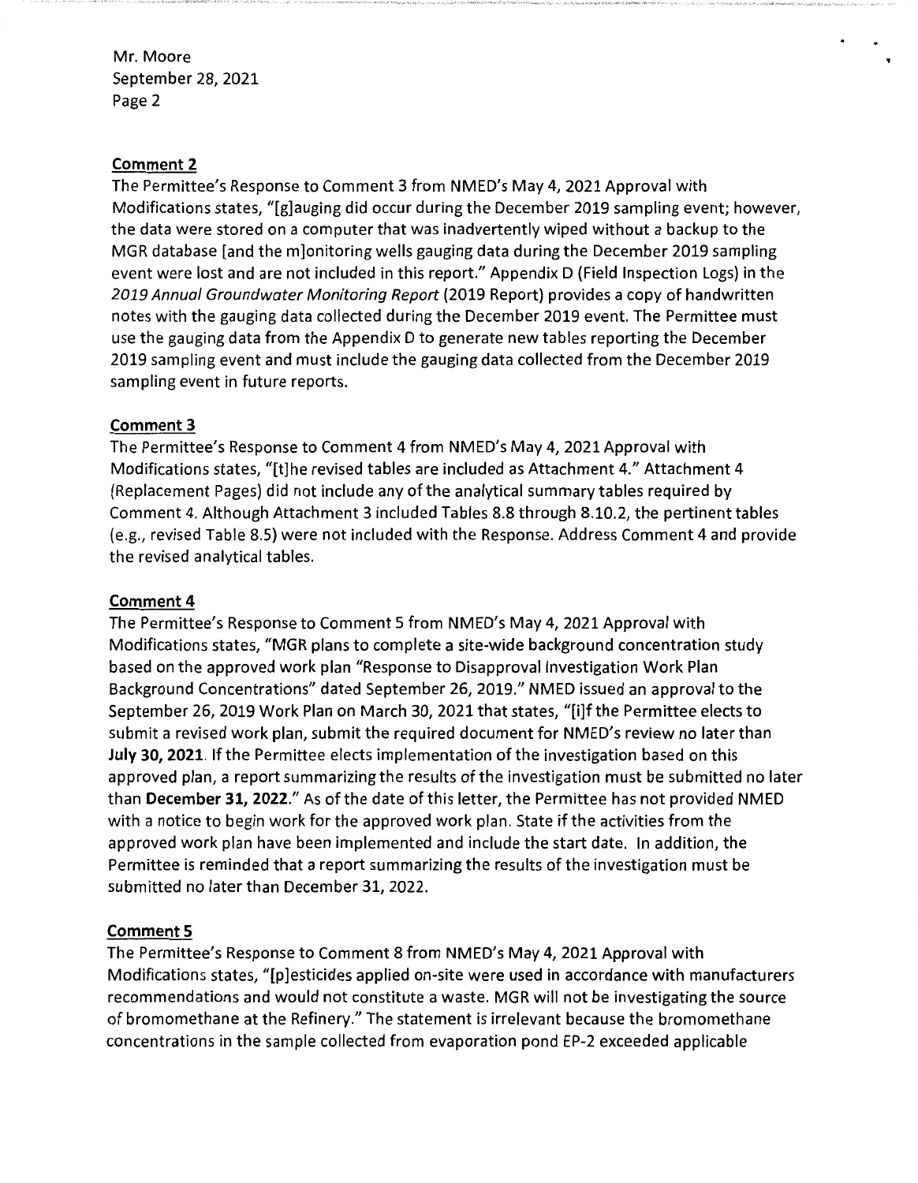**Comment 2**

The Permittee's Response to Comment 3 from NMED's May 4, 2021 Approval with Modifications states, "[g]auging did occur during the December 2019 sampling event; however, the data were stored on a computer that was inadvertently wiped without a backup to the MGR database [and the m]onitoring wells gauging data during the December 2019 sampling event were lost and are not included in this report." Appendix D (Field Inspection Logs) in the *2019 Annual Groundwater Monitoring Report* (2019 Report) provides a copy of handwritten notes with the gauging data collected during the December 2019 event. The Permittee must use the gauging data from the Appendix D to generate new tables reporting the December 2019 sampling event and must include the gauging data collected from the December 2019 sampling event in future reports.

**Comment 3**

The Permittee's Response to Comment 4 from NMED's May 4, 2021 Approval with Modifications states, "[t]he revised tables are included as Attachment 4." Attachment 4 (Replacement Pages) did not include any of the analytical summary tables required by Comment 4. Although Attachment 3 included Tables 8.8 through 8.10.2, the pertinent tables (e.g., revised Table 8.5) were not included with the Response. Address Comment 4 and provide the revised analytical tables.

**Comment 4**

The Permittee's Response to Comment 5 from NMED's May 4, 2021 Approval with Modifications states, "MGR plans to complete a site-wide background concentration study based on the approved work plan "Response to Disapproval Investigation Work Plan Background Concentrations" dated September 26, 2019." NMED issued an approval to the September 26, 2019 Work Plan on March 30, 2021 that states, "[i]f the Permittee elects to submit a revised work plan, submit the required document for NMED's review no later than **July 30, 2021**. If the Permittee elects implementation of the investigation based on this approved plan, a report summarizing the results of the investigation must be submitted no later than **December 31, 2022**." As of the date of this letter, the Permittee has not provided NMED with a notice to begin work for the approved work plan. State if the activities from the approved work plan have been implemented and include the start date. In addition, the Permittee is reminded that a report summarizing the results of the investigation must be submitted no later than December 31, 2022.

**Comment 5**

The Permittee's Response to Comment 8 from NMED's May 4, 2021 Approval with Modifications states, "[p]esticides applied on-site were used in accordance with manufacturers recommendations and would not constitute a waste. MGR will not be investigating the source of bromomethane at the Refinery." The statement is irrelevant because the bromomethane concentrations in the sample collected from evaporation pond EP-2 exceeded applicable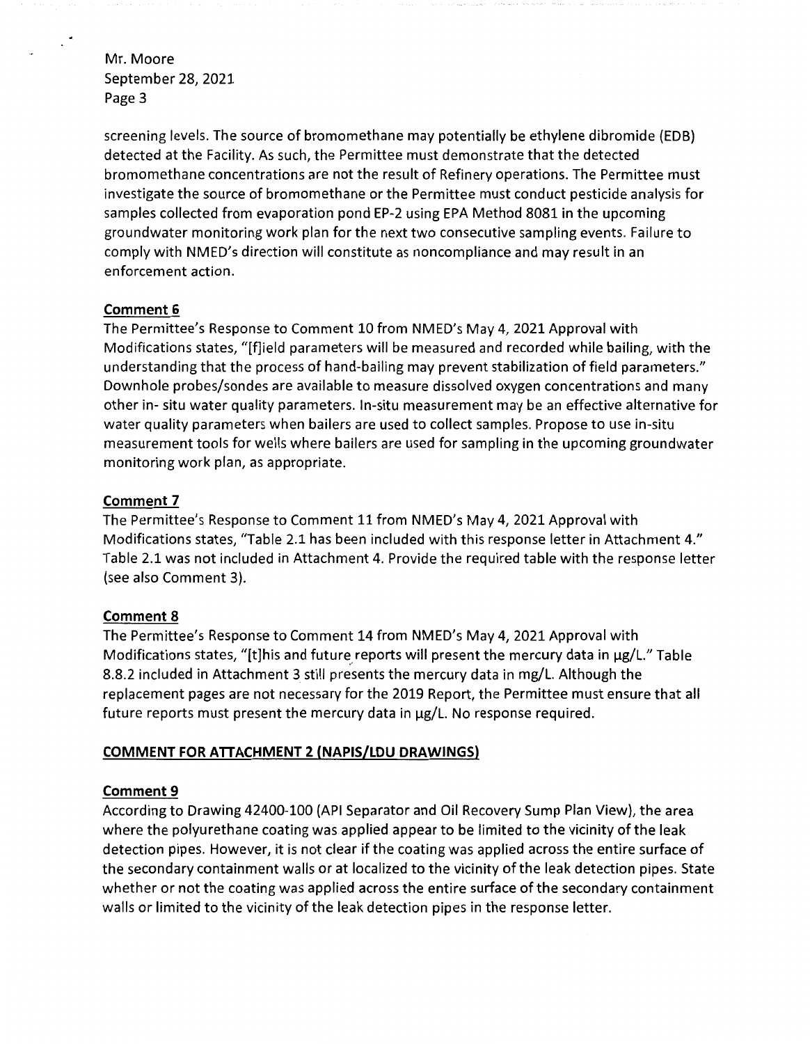screening levels. The source of bromomethane may potentially be ethylene dibromide (EDB) detected at the Facility. As such, the Permittee must demonstrate that the detected bromomethane concentrations are not the result of Refinery operations. The Permittee must investigate the source of bromomethane or the Permittee must conduct pesticide analysis for samples collected from evaporation pond EP-2 using EPA Method 8081 in the upcoming groundwater monitoring work plan for the next two consecutive sampling events. Failure to comply with NMED's direction will constitute as noncompliance and may result in an enforcement action.

**Comment 6**

The Permittee's Response to Comment 10 from NMED's May 4, 2021 Approval with Modifications states, "[f]ield parameters will be measured and recorded while bailing, with the understanding that the process of hand-bailing may prevent stabilization of field parameters." Downhole probes/sondes are available to measure dissolved oxygen concentrations and many other in- situ water quality parameters. In-situ measurement may be an effective alternative for water quality parameters when bailers are used to collect samples. Propose to use in-situ measurement tools for wells where bailers are used for sampling in the upcoming groundwater monitoring work plan, as appropriate.

**Comment 7**

The Permittee's Response to Comment 11 from NMED's May 4, 2021 Approval with Modifications states, "Table 2.1 has been included with this response letter in Attachment 4." Table 2.1 was not included in Attachment 4. Provide the required table with the response letter (see also Comment 3).

**Comment 8**

The Permittee's Response to Comment 14 from NMED's May 4, 2021 Approval with Modifications states, "[t]his and future reports will present the mercury data in μg/L." Table 8.8.2 included in Attachment 3 still presents the mercury data in mg/L. Although the replacement pages are not necessary for the 2019 Report, the Permittee must ensure that all future reports must present the mercury data in μg/L. No response required.

**COMMENT FOR ATTACHMENT 2 (NAPIS/LDU DRAWINGS)**

**Comment 9**

According to Drawing 42400-100 (API Separator and Oil Recovery Sump Plan View), the area where the polyurethane coating was applied appear to be limited to the vicinity of the leak detection pipes. However, it is not clear if the coating was applied across the entire surface of the secondary containment walls or at localized to the vicinity of the leak detection pipes. State whether or not the coating was applied across the entire surface of the secondary containment walls or limited to the vicinity of the leak detection pipes in the response letter.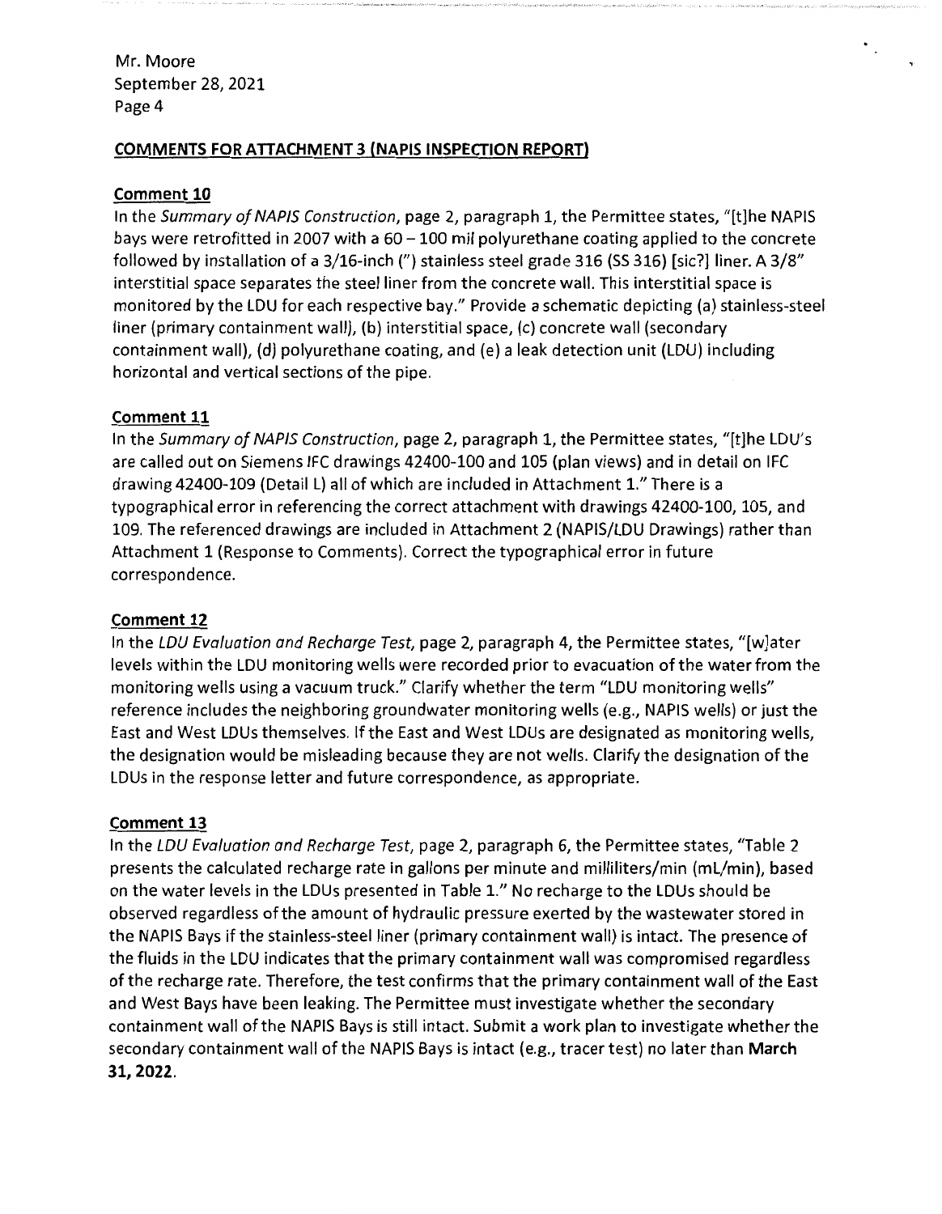## COMMENTS FOR ATTACHMENT 3 (NAPIS INSPECTION REPORT)

### Comment 10

In the *Summary of NAPIS Construction*, page 2, paragraph 1, the Permittee states, "[t]he NAPIS bays were retrofitted in 2007 with a 60 – 100 mil polyurethane coating applied to the concrete followed by installation of a 3/16-inch (") stainless steel grade 316 (SS 316) [sic?] liner. A 3/8" interstitial space separates the steel liner from the concrete wall. This interstitial space is monitored by the LDU for each respective bay." Provide a schematic depicting (a) stainless-steel liner (primary containment wall), (b) interstitial space, (c) concrete wall (secondary containment wall), (d) polyurethane coating, and (e) a leak detection unit (LDU) including horizontal and vertical sections of the pipe.

### Comment 11

In the *Summary of NAPIS Construction*, page 2, paragraph 1, the Permittee states, "[t]he LDU's are called out on Siemens IFC drawings 42400-100 and 105 (plan views) and in detail on IFC drawing 42400-109 (Detail L) all of which are included in Attachment 1." There is a typographical error in referencing the correct attachment with drawings 42400-100, 105, and 109. The referenced drawings are included in Attachment 2 (NAPIS/LDU Drawings) rather than Attachment 1 (Response to Comments). Correct the typographical error in future correspondence.

### Comment 12

In the *LDU Evaluation and Recharge Test*, page 2, paragraph 4, the Permittee states, "[w]ater levels within the LDU monitoring wells were recorded prior to evacuation of the water from the monitoring wells using a vacuum truck." Clarify whether the term "LDU monitoring wells" reference includes the neighboring groundwater monitoring wells (e.g., NAPIS wells) or just the East and West LDUs themselves. If the East and West LDUs are designated as monitoring wells, the designation would be misleading because they are not wells. Clarify the designation of the LDUs in the response letter and future correspondence, as appropriate.

### Comment 13

In the *LDU Evaluation and Recharge Test*, page 2, paragraph 6, the Permittee states, "Table 2 presents the calculated recharge rate in gallons per minute and milliliters/min (mL/min), based on the water levels in the LDUs presented in Table 1." No recharge to the LDUs should be observed regardless of the amount of hydraulic pressure exerted by the wastewater stored in the NAPIS Bays if the stainless-steel liner (primary containment wall) is intact. The presence of the fluids in the LDU indicates that the primary containment wall was compromised regardless of the recharge rate. Therefore, the test confirms that the primary containment wall of the East and West Bays have been leaking. The Permittee must investigate whether the secondary containment wall of the NAPIS Bays is still intact. Submit a work plan to investigate whether the secondary containment wall of the NAPIS Bays is intact (e.g., tracer test) no later than **March 31, 2022**.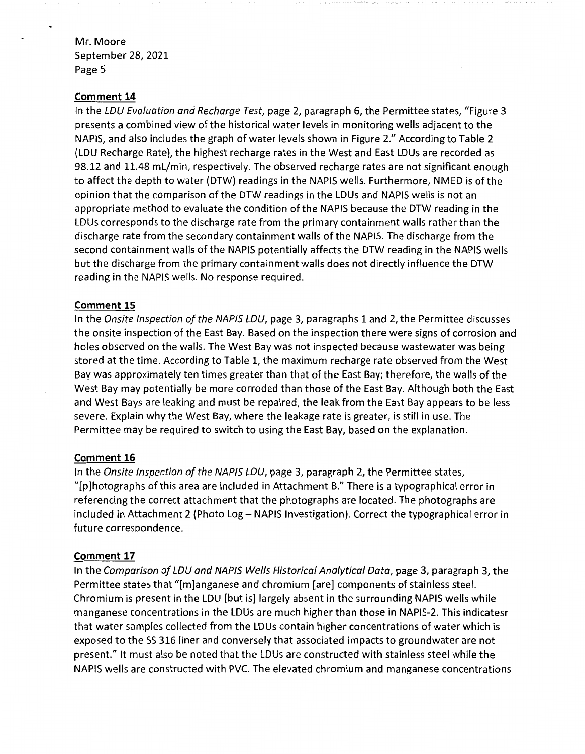**Comment 14**

In the *LDU Evaluation and Recharge Test*, page 2, paragraph 6, the Permittee states, "Figure 3 presents a combined view of the historical water levels in monitoring wells adjacent to the NAPIS, and also includes the graph of water levels shown in Figure 2." According to Table 2 (LDU Recharge Rate), the highest recharge rates in the West and East LDUs are recorded as 98.12 and 11.48 mL/min, respectively. The observed recharge rates are not significant enough to affect the depth to water (DTW) readings in the NAPIS wells. Furthermore, NMED is of the opinion that the comparison of the DTW readings in the LDUs and NAPIS wells is not an appropriate method to evaluate the condition of the NAPIS because the DTW reading in the LDUs corresponds to the discharge rate from the primary containment walls rather than the discharge rate from the secondary containment walls of the NAPIS. The discharge from the second containment walls of the NAPIS potentially affects the DTW reading in the NAPIS wells but the discharge from the primary containment walls does not directly influence the DTW reading in the NAPIS wells. No response required.

**Comment 15**

In the *Onsite Inspection of the NAPIS LDU*, page 3, paragraphs 1 and 2, the Permittee discusses the onsite inspection of the East Bay. Based on the inspection there were signs of corrosion and holes observed on the walls. The West Bay was not inspected because wastewater was being stored at the time. According to Table 1, the maximum recharge rate observed from the West Bay was approximately ten times greater than that of the East Bay; therefore, the walls of the West Bay may potentially be more corroded than those of the East Bay. Although both the East and West Bays are leaking and must be repaired, the leak from the East Bay appears to be less severe. Explain why the West Bay, where the leakage rate is greater, is still in use. The Permittee may be required to switch to using the East Bay, based on the explanation.

**Comment 16**

In the *Onsite Inspection of the NAPIS LDU*, page 3, paragraph 2, the Permittee states, "[p]hotographs of this area are included in Attachment B." There is a typographical error in referencing the correct attachment that the photographs are located. The photographs are included in Attachment 2 (Photo Log – NAPIS Investigation). Correct the typographical error in future correspondence.

**Comment 17**

In the *Comparison of LDU and NAPIS Wells Historical Analytical Data*, page 3, paragraph 3, the Permittee states that "[m]anganese and chromium [are] components of stainless steel. Chromium is present in the LDU [but is] largely absent in the surrounding NAPIS wells while manganese concentrations in the LDUs are much higher than those in NAPIS-2. This indicatesr that water samples collected from the LDUs contain higher concentrations of water which is exposed to the SS 316 liner and conversely that associated impacts to groundwater are not present." It must also be noted that the LDUs are constructed with stainless steel while the NAPIS wells are constructed with PVC. The elevated chromium and manganese concentrations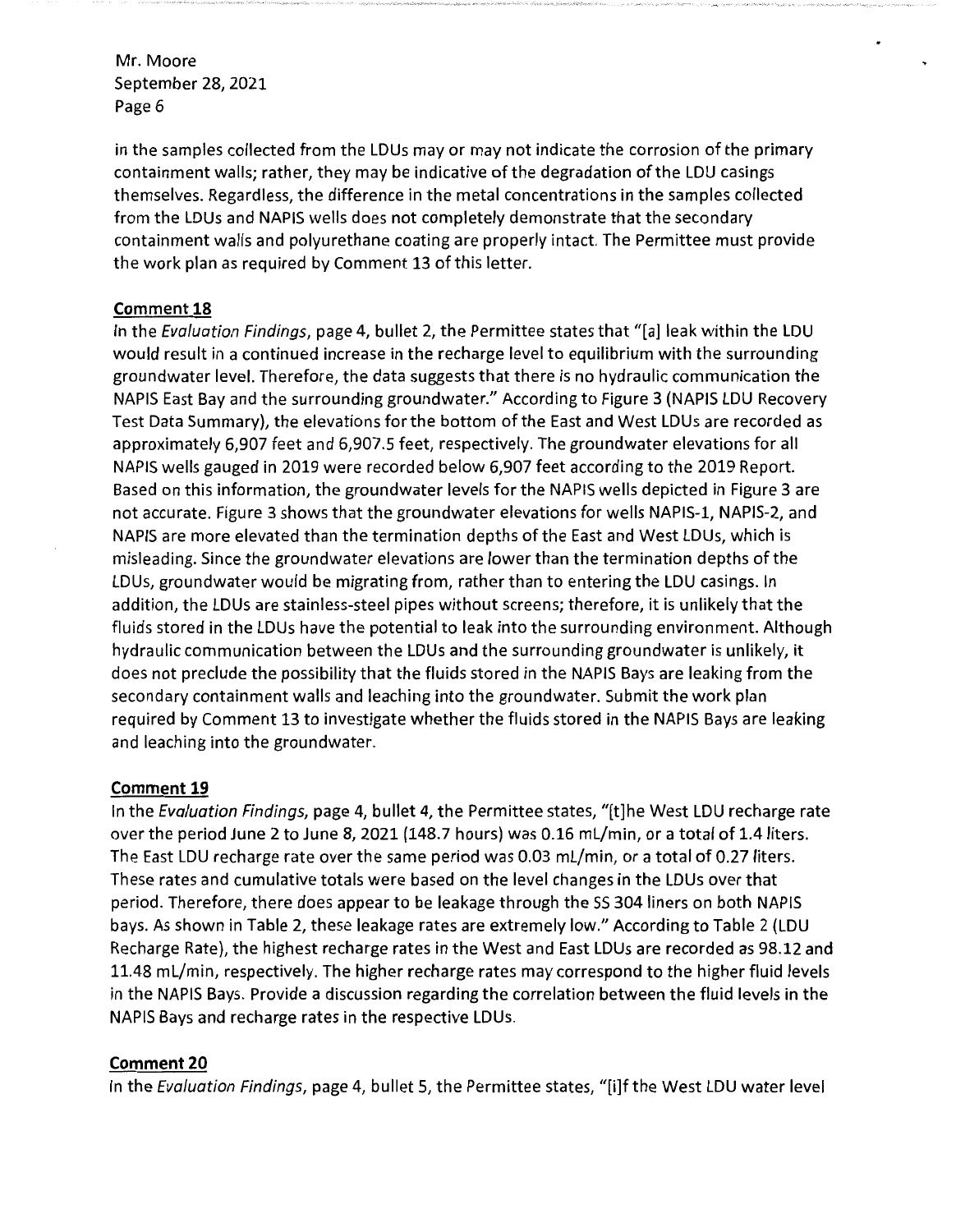in the samples collected from the LDUs may or may not indicate the corrosion of the primary containment walls; rather, they may be indicative of the degradation of the LDU casings themselves. Regardless, the difference in the metal concentrations in the samples collected from the LDUs and NAPIS wells does not completely demonstrate that the secondary containment walls and polyurethane coating are properly intact. The Permittee must provide the work plan as required by Comment 13 of this letter.

**Comment 18**

In the *Evaluation Findings*, page 4, bullet 2, the Permittee states that "[a] leak within the LDU would result in a continued increase in the recharge level to equilibrium with the surrounding groundwater level. Therefore, the data suggests that there is no hydraulic communication the NAPIS East Bay and the surrounding groundwater." According to Figure 3 (NAPIS LDU Recovery Test Data Summary), the elevations for the bottom of the East and West LDUs are recorded as approximately 6,907 feet and 6,907.5 feet, respectively. The groundwater elevations for all NAPIS wells gauged in 2019 were recorded below 6,907 feet according to the 2019 Report. Based on this information, the groundwater levels for the NAPIS wells depicted in Figure 3 are not accurate. Figure 3 shows that the groundwater elevations for wells NAPIS-1, NAPIS-2, and NAPIS are more elevated than the termination depths of the East and West LDUs, which is misleading. Since the groundwater elevations are lower than the termination depths of the LDUs, groundwater would be migrating from, rather than to entering the LDU casings. In addition, the LDUs are stainless-steel pipes without screens; therefore, it is unlikely that the fluids stored in the LDUs have the potential to leak into the surrounding environment. Although hydraulic communication between the LDUs and the surrounding groundwater is unlikely, it does not preclude the possibility that the fluids stored in the NAPIS Bays are leaking from the secondary containment walls and leaching into the groundwater. Submit the work plan required by Comment 13 to investigate whether the fluids stored in the NAPIS Bays are leaking and leaching into the groundwater.

**Comment 19**

In the *Evaluation Findings*, page 4, bullet 4, the Permittee states, "[t]he West LDU recharge rate over the period June 2 to June 8, 2021 (148.7 hours) was 0.16 mL/min, or a total of 1.4 liters. The East LDU recharge rate over the same period was 0.03 mL/min, or a total of 0.27 liters. These rates and cumulative totals were based on the level changes in the LDUs over that period. Therefore, there does appear to be leakage through the SS 304 liners on both NAPIS bays. As shown in Table 2, these leakage rates are extremely low." According to Table 2 (LDU Recharge Rate), the highest recharge rates in the West and East LDUs are recorded as 98.12 and 11.48 mL/min, respectively. The higher recharge rates may correspond to the higher fluid levels in the NAPIS Bays. Provide a discussion regarding the correlation between the fluid levels in the NAPIS Bays and recharge rates in the respective LDUs.

**Comment 20**

In the *Evaluation Findings*, page 4, bullet 5, the Permittee states, "[i]f the West LDU water level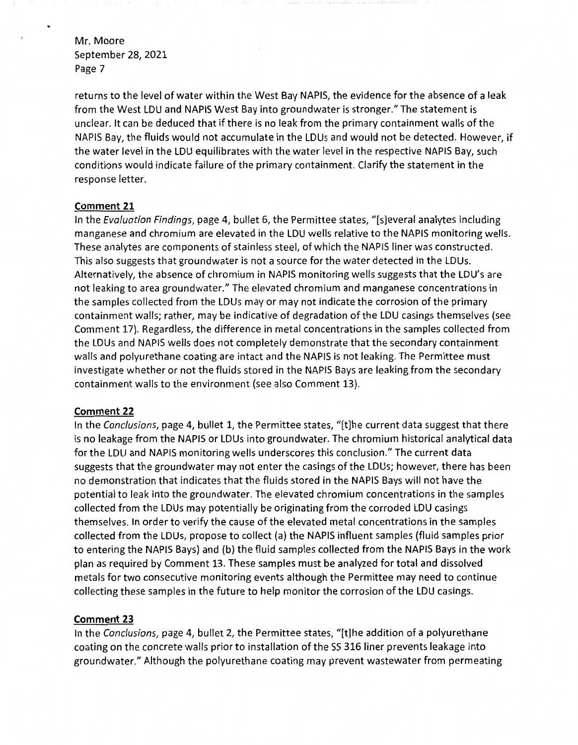returns to the level of water within the West Bay NAPIS, the evidence for the absence of a leak from the West LDU and NAPIS West Bay into groundwater is stronger." The statement is unclear. It can be deduced that if there is no leak from the primary containment walls of the NAPIS Bay, the fluids would not accumulate in the LDUs and would not be detected. However, if the water level in the LDU equilibrates with the water level in the respective NAPIS Bay, such conditions would indicate failure of the primary containment. Clarify the statement in the response letter.

**Comment 21**

In the *Evaluation Findings*, page 4, bullet 6, the Permittee states, "[s]everal analytes including manganese and chromium are elevated in the LDU wells relative to the NAPIS monitoring wells. These analytes are components of stainless steel, of which the NAPIS liner was constructed. This also suggests that groundwater is not a source for the water detected in the LDUs. Alternatively, the absence of chromium in NAPIS monitoring wells suggests that the LDU's are not leaking to area groundwater." The elevated chromium and manganese concentrations in the samples collected from the LDUs may or may not indicate the corrosion of the primary containment walls; rather, may be indicative of degradation of the LDU casings themselves (see Comment 17). Regardless, the difference in metal concentrations in the samples collected from the LDUs and NAPIS wells does not completely demonstrate that the secondary containment walls and polyurethane coating are intact and the NAPIS is not leaking. The Permittee must investigate whether or not the fluids stored in the NAPIS Bays are leaking from the secondary containment walls to the environment (see also Comment 13).

**Comment 22**

In the *Conclusions*, page 4, bullet 1, the Permittee states, "[t]he current data suggest that there is no leakage from the NAPIS or LDUs into groundwater. The chromium historical analytical data for the LDU and NAPIS monitoring wells underscores this conclusion." The current data suggests that the groundwater may not enter the casings of the LDUs; however, there has been no demonstration that indicates that the fluids stored in the NAPIS Bays will not have the potential to leak into the groundwater. The elevated chromium concentrations in the samples collected from the LDUs may potentially be originating from the corroded LDU casings themselves. In order to verify the cause of the elevated metal concentrations in the samples collected from the LDUs, propose to collect (a) the NAPIS influent samples (fluid samples prior to entering the NAPIS Bays) and (b) the fluid samples collected from the NAPIS Bays in the work plan as required by Comment 13. These samples must be analyzed for total and dissolved metals for two consecutive monitoring events although the Permittee may need to continue collecting these samples in the future to help monitor the corrosion of the LDU casings.

**Comment 23**

In the *Conclusions*, page 4, bullet 2, the Permittee states, "[t]he addition of a polyurethane coating on the concrete walls prior to installation of the SS 316 liner prevents leakage into groundwater." Although the polyurethane coating may prevent wastewater from permeating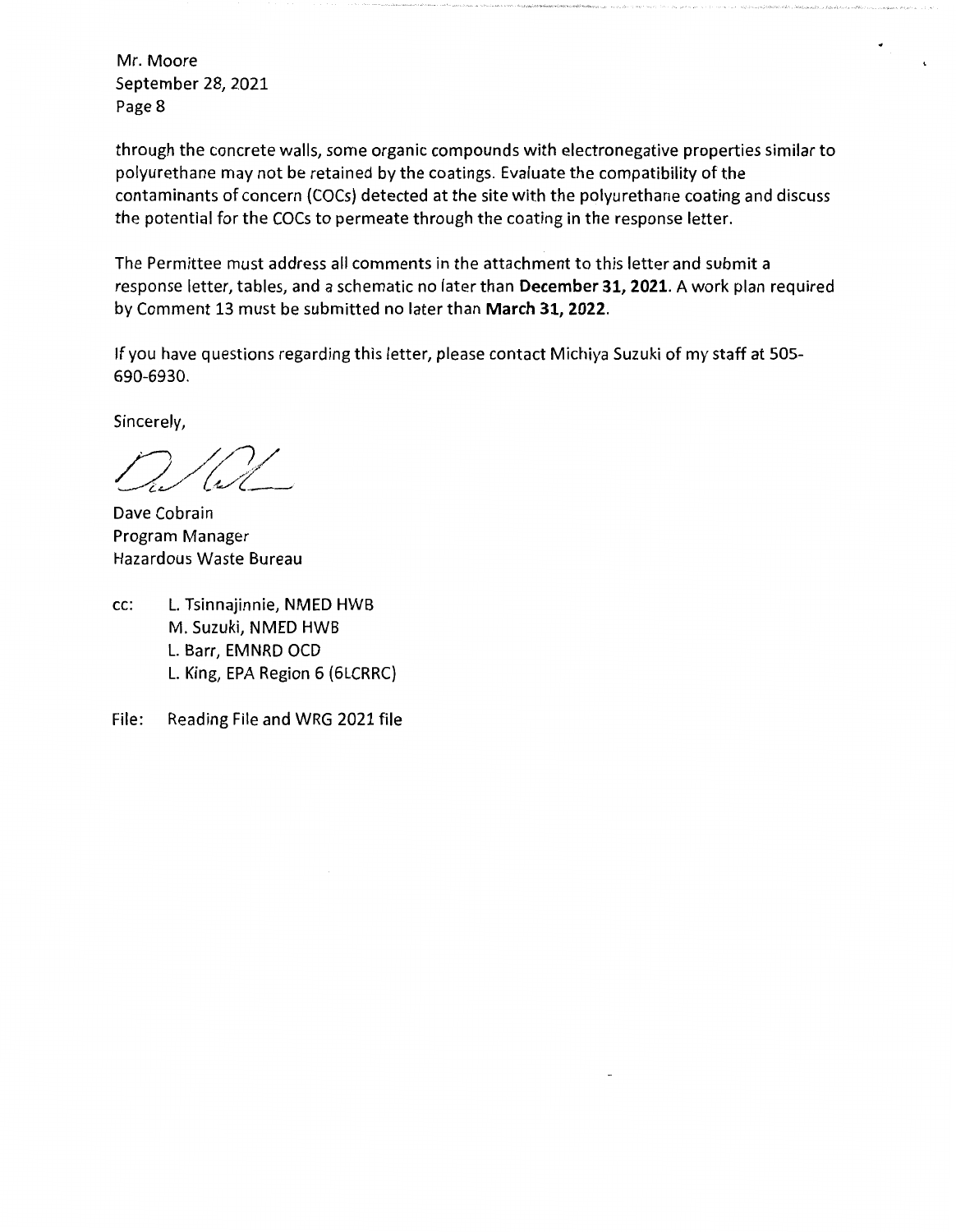through the concrete walls, some organic compounds with electronegative properties similar to polyurethane may not be retained by the coatings. Evaluate the compatibility of the contaminants of concern (COCs) detected at the site with the polyurethane coating and discuss the potential for the COCs to permeate through the coating in the response letter.

The Permittee must address all comments in the attachment to this letter and submit a response letter, tables, and a schematic no later than **December 31, 2021**. A work plan required by Comment 13 must be submitted no later than **March 31, 2022**.

If you have questions regarding this letter, please contact Michiya Suzuki of my staff at 505-690-6930.

Sincerely,

Dave Cobrain
Program Manager
Hazardous Waste Bureau

cc: L. Tsinnajinnie, NMED HWB
M. Suzuki, NMED HWB
L. Barr, EMNRD OCD
L. King, EPA Region 6 (6LCRRC)

File: Reading File and WRG 2021 file